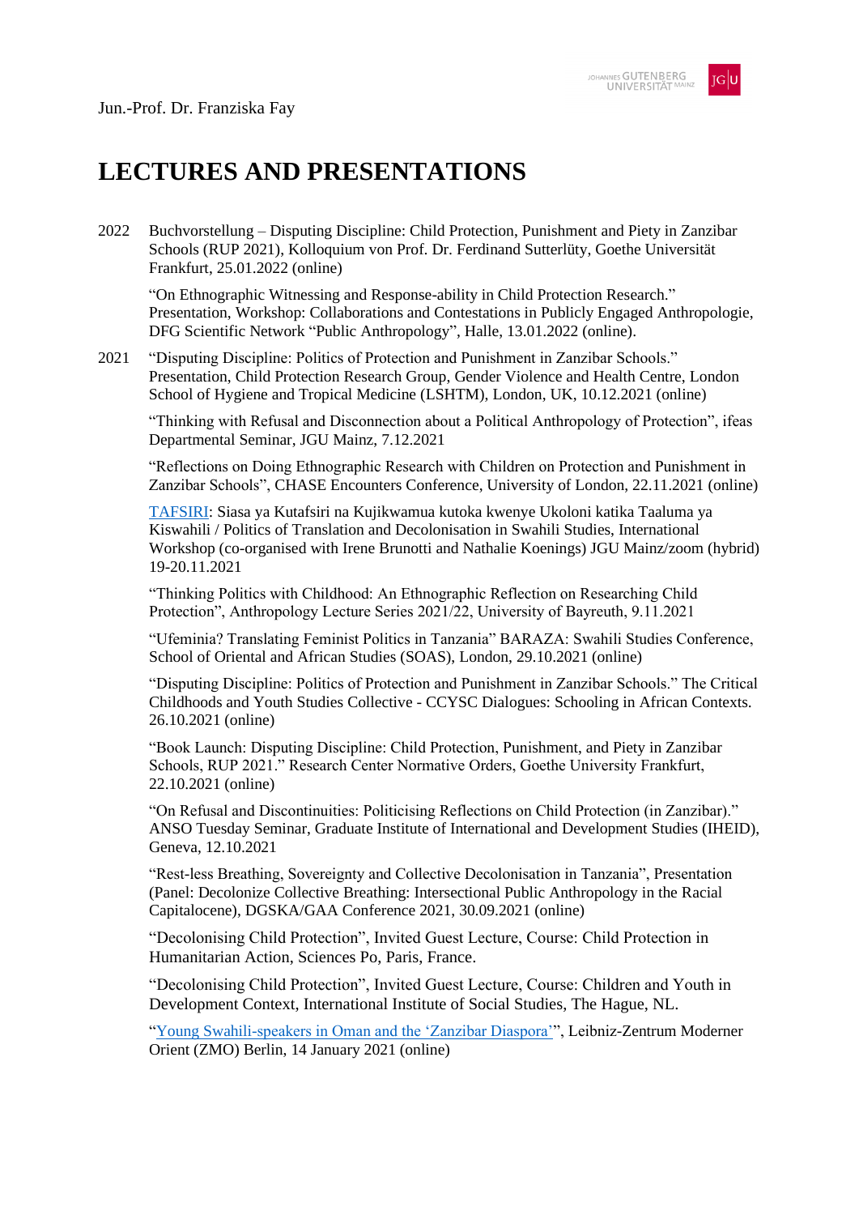Jun.-Prof. Dr. Franziska Fay

# LECTURES AND PRESENTATIONS

**2022**

Buchvorstellung – Disputing Discipline: Child Protection, Punishment and Piety in Zanzibar Schools (RUP 2021), Kolloquium von Prof. Dr. Ferdinand Sutterlüty, Goethe Universität Frankfurt, 25.01.2022 (online)

"On Ethnographic Witnessing and Response-ability in Child Protection Research." Presentation, Workshop: Collaborations and Contestations in Publicly Engaged Anthropologie, DFG Scientific Network "Public Anthropology", Halle, 13.01.2022 (online).

**2021**

"Disputing Discipline: Politics of Protection and Punishment in Zanzibar Schools." Presentation, Child Protection Research Group, Gender Violence and Health Centre, London School of Hygiene and Tropical Medicine (LSHTM), London, UK, 10.12.2021 (online)

"Thinking with Refusal and Disconnection about a Political Anthropology of Protection", ifeas Departmental Seminar, JGU Mainz, 7.12.2021

"Reflections on Doing Ethnographic Research with Children on Protection and Punishment in Zanzibar Schools", CHASE Encounters Conference, University of London, 22.11.2021 (online)

TAFSIRI: Siasa ya Kutafsiri na Kujikwamua kutoka kwenye Ukoloni katika Taaluma ya Kiswahili / Politics of Translation and Decolonisation in Swahili Studies, International Workshop (co-organised with Irene Brunotti and Nathalie Koenings) JGU Mainz/zoom (hybrid) 19-20.11.2021

"Thinking Politics with Childhood: An Ethnographic Reflection on Researching Child Protection", Anthropology Lecture Series 2021/22, University of Bayreuth, 9.11.2021

"Ufeminia? Translating Feminist Politics in Tanzania" BARAZA: Swahili Studies Conference, School of Oriental and African Studies (SOAS), London, 29.10.2021 (online)

"Disputing Discipline: Politics of Protection and Punishment in Zanzibar Schools." The Critical Childhoods and Youth Studies Collective - CCYSC Dialogues: Schooling in African Contexts. 26.10.2021 (online)

"Book Launch: Disputing Discipline: Child Protection, Punishment, and Piety in Zanzibar Schools, RUP 2021." Research Center Normative Orders, Goethe University Frankfurt, 22.10.2021 (online)

"On Refusal and Discontinuities: Politicising Reflections on Child Protection (in Zanzibar)." ANSO Tuesday Seminar, Graduate Institute of International and Development Studies (IHEID), Geneva, 12.10.2021

"Rest-less Breathing, Sovereignty and Collective Decolonisation in Tanzania", Presentation (Panel: Decolonize Collective Breathing: Intersectional Public Anthropology in the Racial Capitalocene), DGSKA/GAA Conference 2021, 30.09.2021 (online)

"Decolonising Child Protection", Invited Guest Lecture, Course: Child Protection in Humanitarian Action, Sciences Po, Paris, France.

"Decolonising Child Protection", Invited Guest Lecture, Course: Children and Youth in Development Context, International Institute of Social Studies, The Hague, NL.

"Young Swahili-speakers in Oman and the 'Zanzibar Diaspora'", Leibniz-Zentrum Moderner Orient (ZMO) Berlin, 14 January 2021 (online)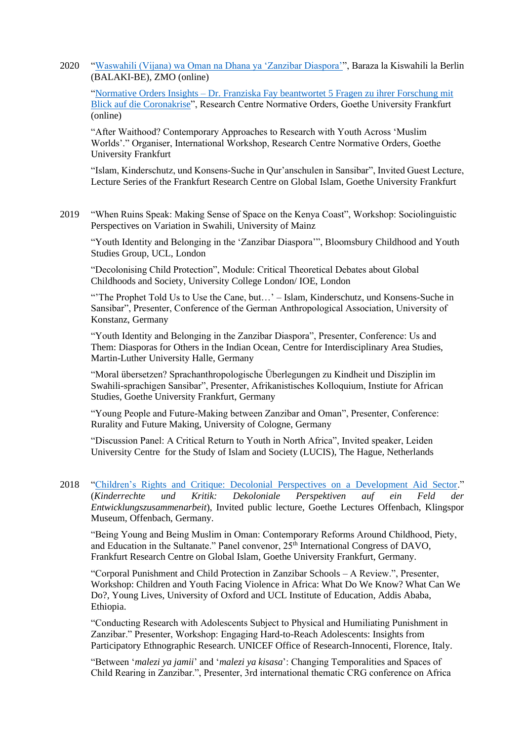2020 "[Waswahili (Vijana) wa Oman na Dhana ya 'Zanzibar Diaspora'](#)", Baraza la Kiswahili la Berlin (BALAKI-BE), ZMO (online)

"[Normative Orders Insights – Dr. Franziska Fay beantwortet 5 Fragen zu ihrer Forschung mit Blick auf die Coronakrise](#)", Research Centre Normative Orders, Goethe University Frankfurt (online)

"After Waithood? Contemporary Approaches to Research with Youth Across 'Muslim Worlds'." Organiser, International Workshop, Research Centre Normative Orders, Goethe University Frankfurt

"Islam, Kinderschutz, und Konsens-Suche in Qur'anschulen in Sansibar", Invited Guest Lecture, Lecture Series of the Frankfurt Research Centre on Global Islam, Goethe University Frankfurt

2019 "When Ruins Speak: Making Sense of Space on the Kenya Coast", Workshop: Sociolinguistic Perspectives on Variation in Swahili, University of Mainz

"Youth Identity and Belonging in the 'Zanzibar Diaspora'", Bloomsbury Childhood and Youth Studies Group, UCL, London

"Decolonising Child Protection", Module: Critical Theoretical Debates about Global Childhoods and Society, University College London/ IOE, London

"'The Prophet Told Us to Use the Cane, but…' – Islam, Kinderschutz, und Konsens-Suche in Sansibar", Presenter, Conference of the German Anthropological Association, University of Konstanz, Germany

"Youth Identity and Belonging in the Zanzibar Diaspora", Presenter, Conference: Us and Them: Diasporas for Others in the Indian Ocean, Centre for Interdisciplinary Area Studies, Martin-Luther University Halle, Germany

"Moral übersetzen? Sprachanthropologische Überlegungen zu Kindheit und Disziplin im Swahili-sprachigen Sansibar", Presenter, Afrikanistisches Kolloquium, Instiute for African Studies, Goethe University Frankfurt, Germany

"Young People and Future-Making between Zanzibar and Oman", Presenter, Conference: Rurality and Future Making, University of Cologne, Germany

"Discussion Panel: A Critical Return to Youth in North Africa", Invited speaker, Leiden University Centre for the Study of Islam and Society (LUCIS), The Hague, Netherlands

2018 "[Children's Rights and Critique: Decolonial Perspectives on a Development Aid Sector](#)." (*Kinderrechte und Kritik: Dekoloniale Perspektiven auf ein Feld der Entwicklungszusammenarbeit*), Invited public lecture, Goethe Lectures Offenbach, Klingspor Museum, Offenbach, Germany.

"Being Young and Being Muslim in Oman: Contemporary Reforms Around Childhood, Piety, and Education in the Sultanate." Panel convenor, 25th International Congress of DAVO, Frankfurt Research Centre on Global Islam, Goethe University Frankfurt, Germany.

"Corporal Punishment and Child Protection in Zanzibar Schools – A Review.", Presenter, Workshop: Children and Youth Facing Violence in Africa: What Do We Know? What Can We Do?, Young Lives, University of Oxford and UCL Institute of Education, Addis Ababa, Ethiopia.

"Conducting Research with Adolescents Subject to Physical and Humiliating Punishment in Zanzibar." Presenter, Workshop: Engaging Hard-to-Reach Adolescents: Insights from Participatory Ethnographic Research. UNICEF Office of Research-Innocenti, Florence, Italy.

"Between '*malezi ya jamii*' and '*malezi ya kisasa*': Changing Temporalities and Spaces of Child Rearing in Zanzibar.", Presenter, 3rd international thematic CRG conference on Africa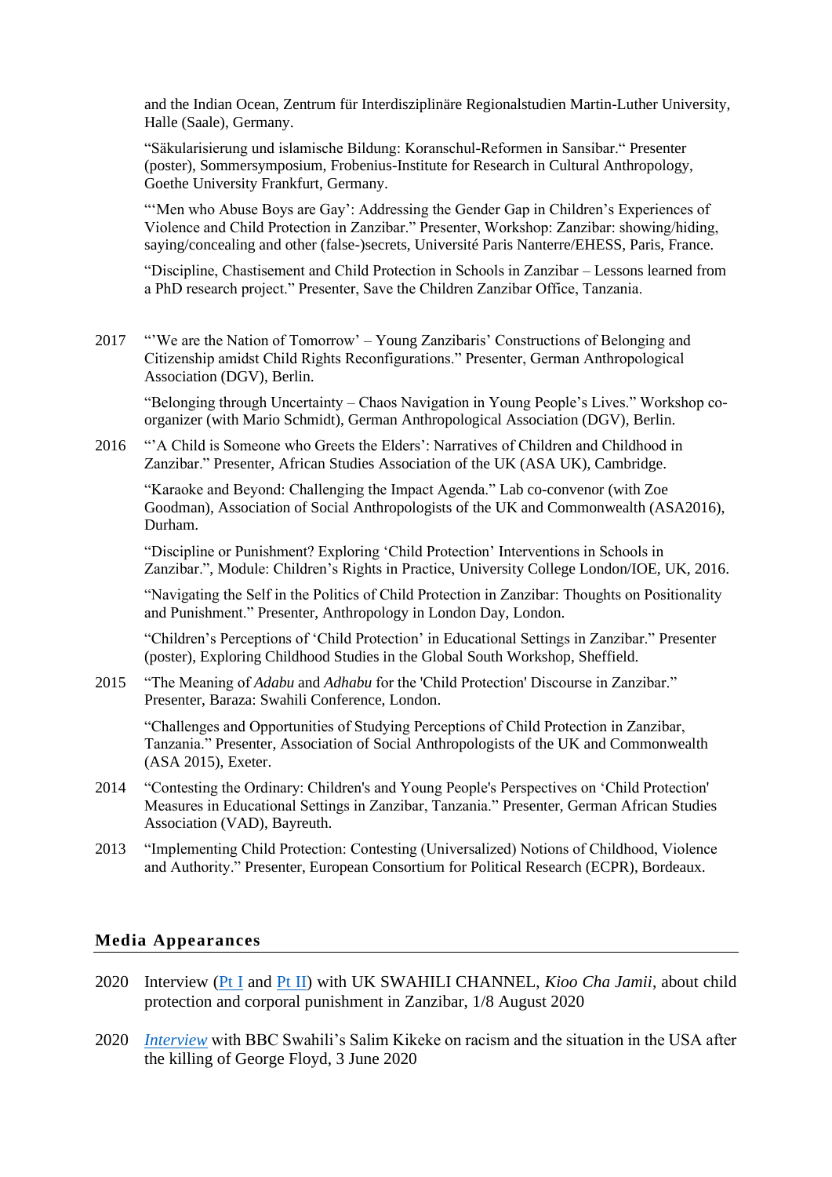and the Indian Ocean, Zentrum für Interdisziplinäre Regionalstudien Martin-Luther University, Halle (Saale), Germany.

"Säkularisierung und islamische Bildung: Koranschul-Reformen in Sansibar." Presenter (poster), Sommersymposium, Frobenius-Institute for Research in Cultural Anthropology, Goethe University Frankfurt, Germany.

"'Men who Abuse Boys are Gay': Addressing the Gender Gap in Children's Experiences of Violence and Child Protection in Zanzibar." Presenter, Workshop: Zanzibar: showing/hiding, saying/concealing and other (false-)secrets, Université Paris Nanterre/EHESS, Paris, France.

"Discipline, Chastisement and Child Protection in Schools in Zanzibar – Lessons learned from a PhD research project." Presenter, Save the Children Zanzibar Office, Tanzania.

2017 "'We are the Nation of Tomorrow' – Young Zanzibaris' Constructions of Belonging and Citizenship amidst Child Rights Reconfigurations." Presenter, German Anthropological Association (DGV), Berlin.

"Belonging through Uncertainty – Chaos Navigation in Young People's Lives." Workshop co-organizer (with Mario Schmidt), German Anthropological Association (DGV), Berlin.

2016 "'A Child is Someone who Greets the Elders': Narratives of Children and Childhood in Zanzibar." Presenter, African Studies Association of the UK (ASA UK), Cambridge.

"Karaoke and Beyond: Challenging the Impact Agenda." Lab co-convenor (with Zoe Goodman), Association of Social Anthropologists of the UK and Commonwealth (ASA2016), Durham.

"Discipline or Punishment? Exploring 'Child Protection' Interventions in Schools in Zanzibar.", Module: Children's Rights in Practice, University College London/IOE, UK, 2016.

"Navigating the Self in the Politics of Child Protection in Zanzibar: Thoughts on Positionality and Punishment." Presenter, Anthropology in London Day, London.

"Children's Perceptions of 'Child Protection' in Educational Settings in Zanzibar." Presenter (poster), Exploring Childhood Studies in the Global South Workshop, Sheffield.

2015 "The Meaning of *Adabu* and *Adhabu* for the 'Child Protection' Discourse in Zanzibar." Presenter, Baraza: Swahili Conference, London.

"Challenges and Opportunities of Studying Perceptions of Child Protection in Zanzibar, Tanzania." Presenter, Association of Social Anthropologists of the UK and Commonwealth (ASA 2015), Exeter.

2014 "Contesting the Ordinary: Children's and Young People's Perspectives on 'Child Protection' Measures in Educational Settings in Zanzibar, Tanzania." Presenter, German African Studies Association (VAD), Bayreuth.

2013 "Implementing Child Protection: Contesting (Universalized) Notions of Childhood, Violence and Authority." Presenter, European Consortium for Political Research (ECPR), Bordeaux.

## Media Appearances

2020 Interview (Pt I and Pt II) with UK SWAHILI CHANNEL, *Kioo Cha Jamii*, about child protection and corporal punishment in Zanzibar, 1/8 August 2020

2020 *Interview* with BBC Swahili's Salim Kikeke on racism and the situation in the USA after the killing of George Floyd, 3 June 2020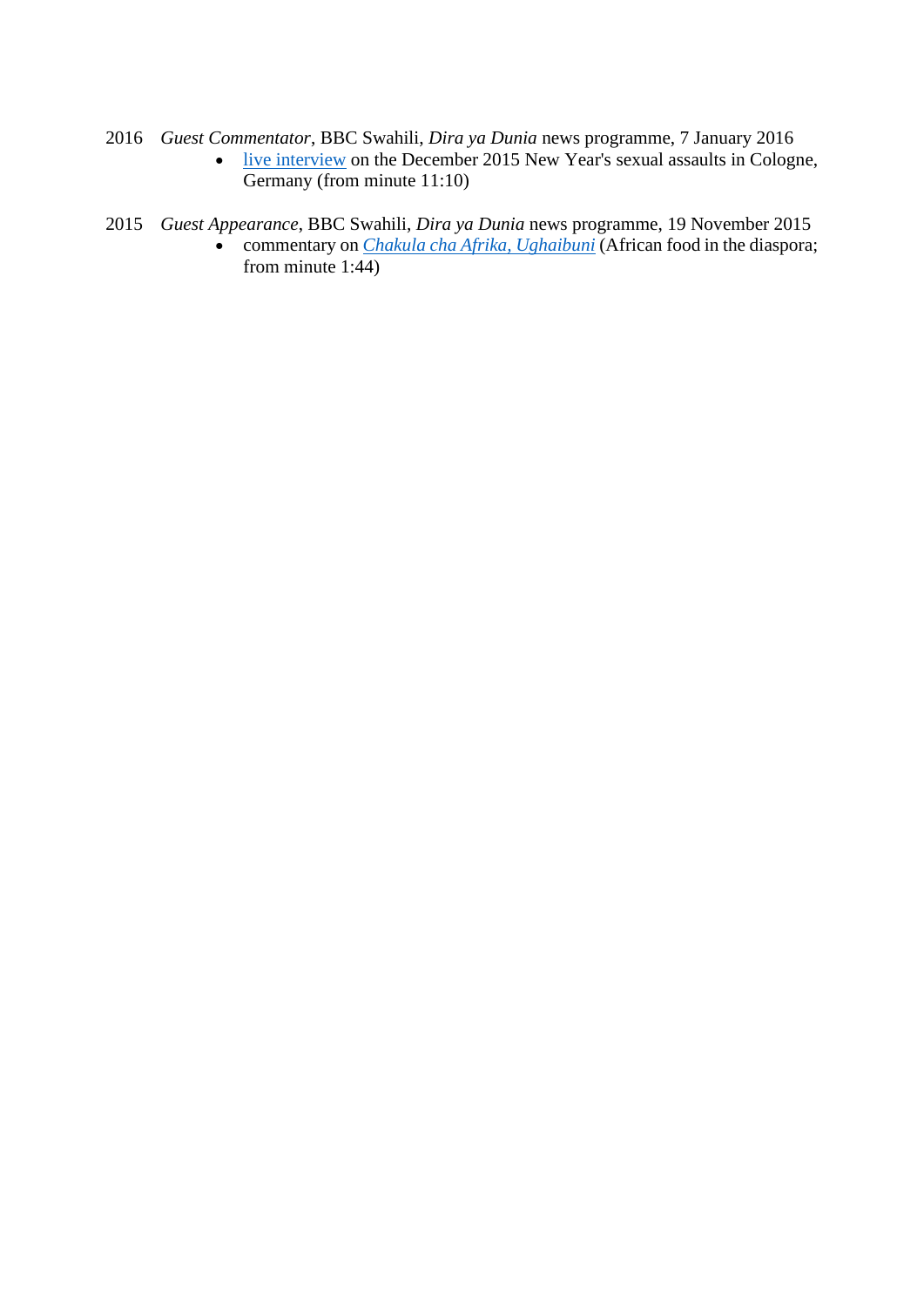2016 *Guest Commentator*, BBC Swahili, *Dira ya Dunia* news programme, 7 January 2016

- live interview on the December 2015 New Year's sexual assaults in Cologne, Germany (from minute 11:10)

2015 *Guest Appearance*, BBC Swahili, *Dira ya Dunia* news programme, 19 November 2015

- commentary on *Chakula cha Afrika, Ughaibuni* (African food in the diaspora; from minute 1:44)